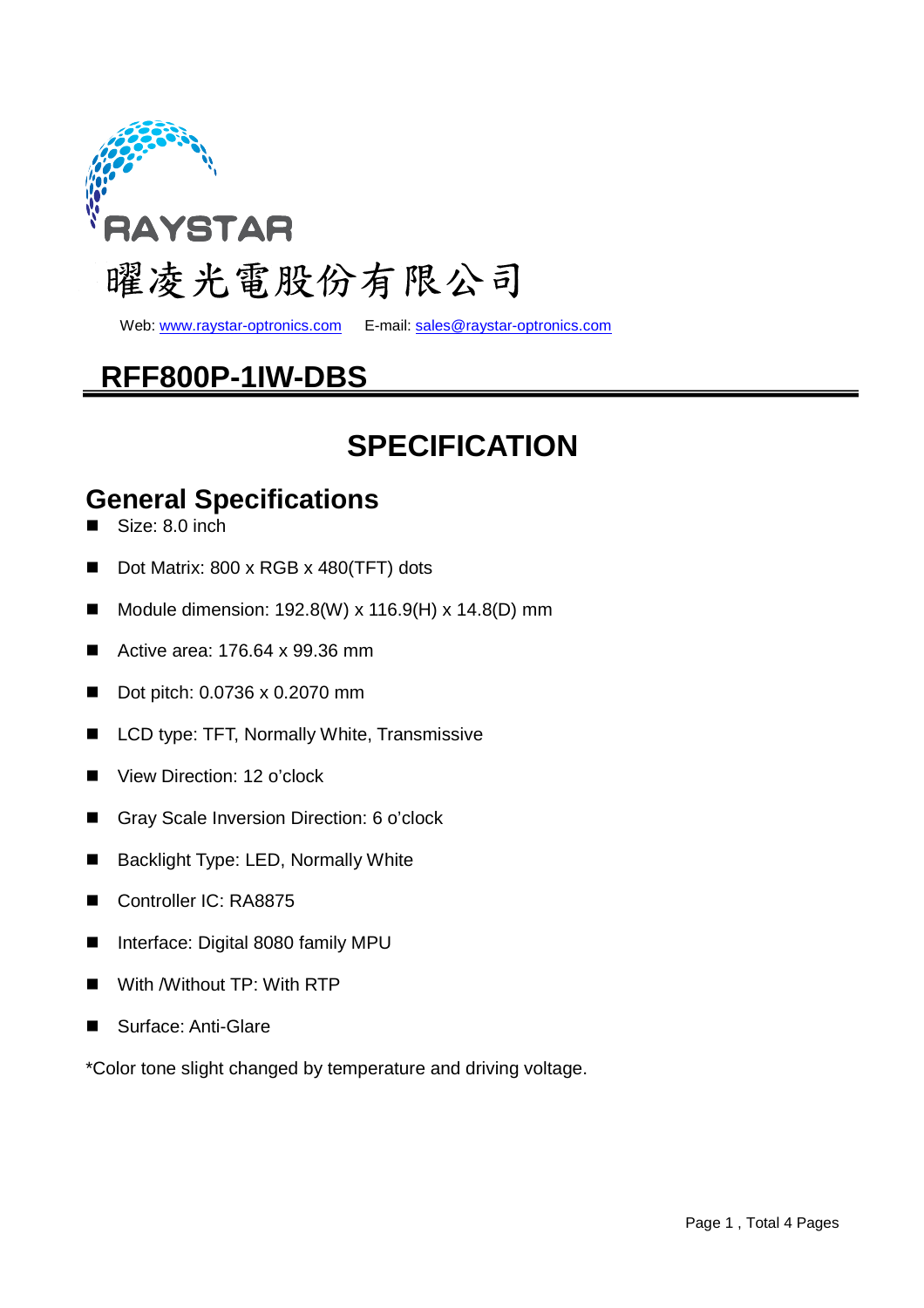RAYSTAR

曜凌光電股份有限公司

Web: www.raystar-optronics.com E-mail: sales@raystar-optronics.com

# RFF800P-1IW-DBS

# SPECIFICATION

## General Specifications

- Size: 8.0 inch
- Dot Matrix: 800 x RGB x 480(TFT) dots
- Module dimension: 192.8(W) x 116.9(H) x 14.8(D) mm
- Active area: 176.64 x 99.36 mm
- Dot pitch: 0.0736 x 0.2070 mm
- LCD type: TFT, Normally White, Transmissive
- View Direction: 12 o'clock
- Gray Scale Inversion Direction: 6 o'clock
- Backlight Type: LED, Normally White
- Controller IC: RA8875
- Interface: Digital 8080 family MPU
- With /Without TP: With RTP
- Surface: Anti-Glare

*Color tone slight changed by temperature and driving voltage.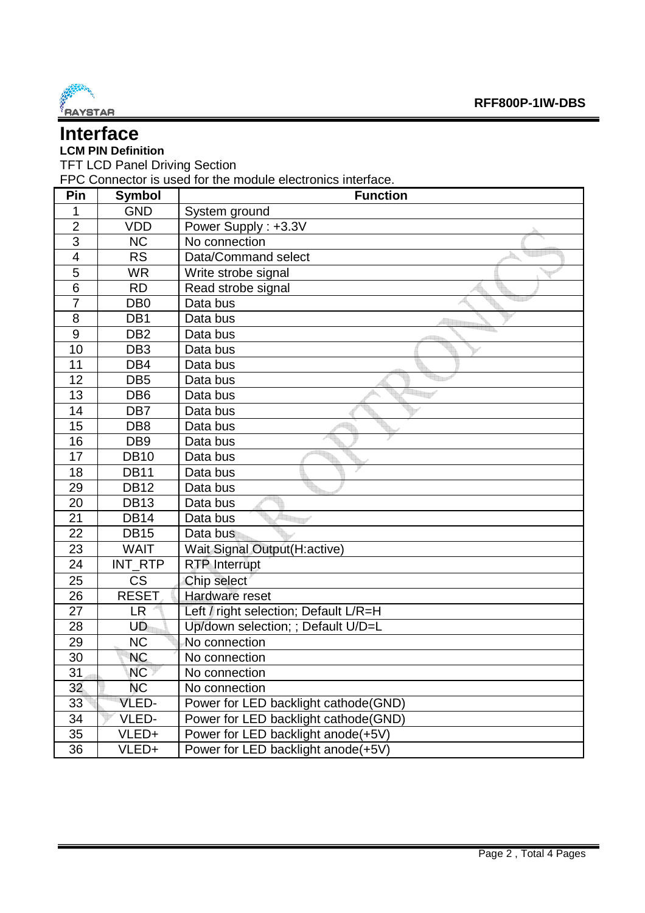# Interface

**LCM PIN Definition**

TFT LCD Panel Driving Section

FPC Connector is used for the module electronics interface.

| Pin | Symbol | Function |
|---|---|---|
| 1 | GND | System ground |
| 2 | VDD | Power Supply : +3.3V |
| 3 | NC | No connection |
| 4 | RS | Data/Command select |
| 5 | WR | Write strobe signal |
| 6 | RD | Read strobe signal |
| 7 | DB0 | Data bus |
| 8 | DB1 | Data bus |
| 9 | DB2 | Data bus |
| 10 | DB3 | Data bus |
| 11 | DB4 | Data bus |
| 12 | DB5 | Data bus |
| 13 | DB6 | Data bus |
| 14 | DB7 | Data bus |
| 15 | DB8 | Data bus |
| 16 | DB9 | Data bus |
| 17 | DB10 | Data bus |
| 18 | DB11 | Data bus |
| 29 | DB12 | Data bus |
| 20 | DB13 | Data bus |
| 21 | DB14 | Data bus |
| 22 | DB15 | Data bus |
| 23 | WAIT | Wait Signal Output(H:active) |
| 24 | INT_RTP | RTP Interrupt |
| 25 | CS | Chip select |
| 26 | RESET | Hardware reset |
| 27 | LR | Left / right selection; Default L/R=H |
| 28 | UD | Up/down selection; ; Default U/D=L |
| 29 | NC | No connection |
| 30 | NC | No connection |
| 31 | NC | No connection |
| 32 | NC | No connection |
| 33 | VLED- | Power for LED backlight cathode(GND) |
| 34 | VLED- | Power for LED backlight cathode(GND) |
| 35 | VLED+ | Power for LED backlight anode(+5V) |
| 36 | VLED+ | Power for LED backlight anode(+5V) |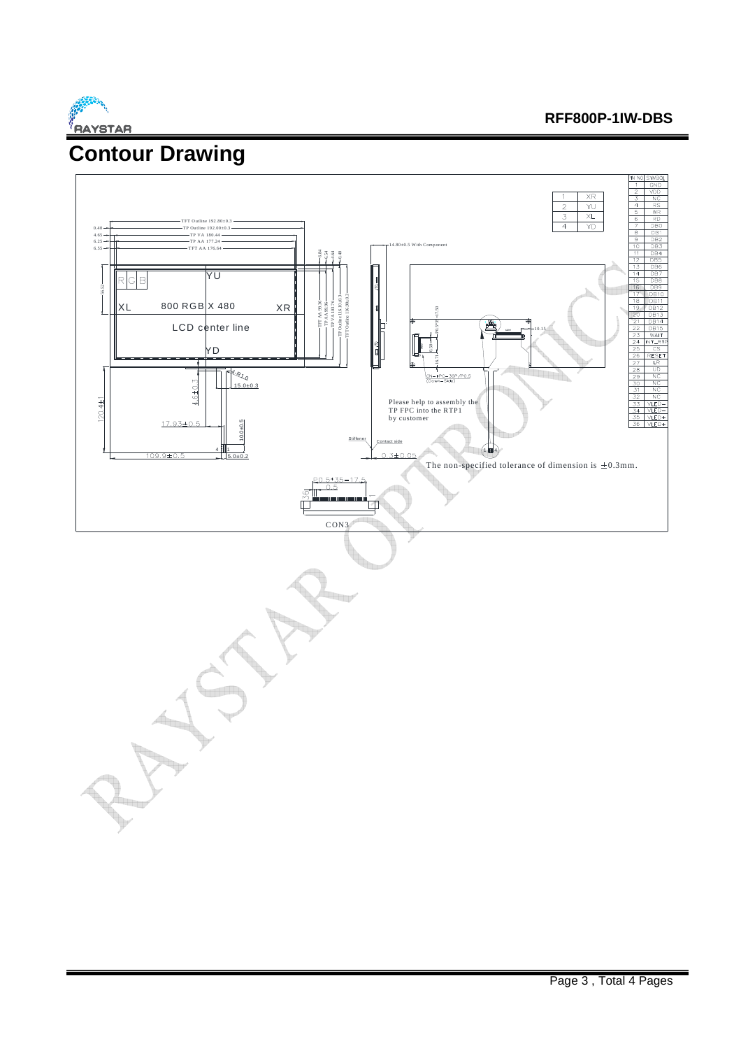## Contour Drawing

| 1 | XR |
|---|---|
| 2 | YU |
| 3 | XL |
| 4 | YD |

| PIN NO | SYMBOL |
|---|---|
| 1 | GND |
| 2 | VDD |
| 3 | NC |
| 4 | RS |
| 5 | WR |
| 6 | RD |
| 7 | DB0 |
| 8 | DB1 |
| 9 | DB2 |
| 10 | DB3 |
| 11 | DB4 |
| 12 | DB5 |
| 13 | DB6 |
| 14 | DB7 |
| 15 | DB8 |
| 16 | DB9 |
| 17 | DB10 |
| 18 | DB11 |
| 19 | DB12 |
| 20 | DB13 |
| 21 | DB14 |
| 22 | DB15 |
| 23 | WAIT |
| 24 | INT_RTP |
| 25 | CS |
| 26 | RESET |
| 27 | LR |
| 28 | UD |
| 29 | NC |
| 30 | NC |
| 31 | NC |
| 32 | NC |
| 33 | VLED- |
| 34 | VLED- |
| 35 | VLED+ |
| 36 | VLED+ |

TFT Outline 192.80±0.3
TP Outline 192.00±0.3
TP VA 180.44
TP AA 177.24
TFT AA 176.64

0.40, 4.65, 6.25, 6.55, 6.84, 6.54, 4.94, 0.40, 9.52

TFT AA 99.36
TP AA 99.96
TP VA 103.16
TP Outline 116.10±0.3
TFT Outline 116.90±0.3

14.80±0.5 With Component

R G B

YU

XL 800 RGB X 480 XR

LCD center line

YD

4-R1.0

15.0±0.3

4.6±0.3

120.4±1

17.93±0.5

100±0.5

109.9±0.5

5.0±0.2

4 1

CN=FPC-36P/P0.5 (Down-Side)

10.15

Please help to assembly the TP FPC into the RTP1 by customer

Stiffener

Contact side

0.3±0.05

The non-specified tolerance of dimension is ±0.3mm.

P0.5*35=17.5

0.5

36 1

CON3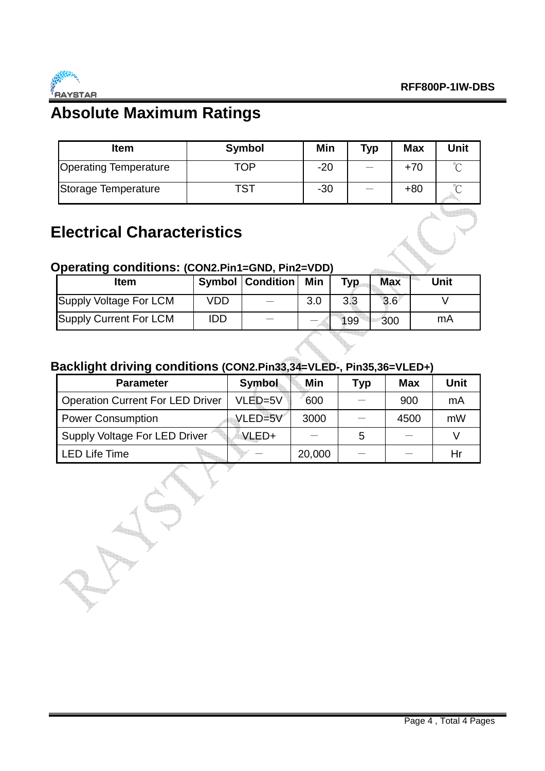# Absolute Maximum Ratings

| Item | Symbol | Min | Typ | Max | Unit |
|---|---|---|---|---|---|
| Operating Temperature | TOP | -20 | — | +70 | ℃ |
| Storage Temperature | TST | -30 | — | +80 | ℃ |

# Electrical Characteristics

### Operating conditions: (CON2.Pin1=GND, Pin2=VDD)

| Item | Symbol | Condition | Min | Typ | Max | Unit |
|---|---|---|---|---|---|---|
| Supply Voltage For LCM | VDD | — | 3.0 | 3.3 | 3.6 | V |
| Supply Current For LCM | IDD | — | — | 199 | 300 | mA |

### Backlight driving conditions (CON2.Pin33,34=VLED-, Pin35,36=VLED+)

| Parameter | Symbol | Min | Typ | Max | Unit |
|---|---|---|---|---|---|
| Operation Current For LED Driver | VLED=5V | 600 | — | 900 | mA |
| Power Consumption | VLED=5V | 3000 | — | 4500 | mW |
| Supply Voltage For LED Driver | VLED+ | — | 5 | — | V |
| LED Life Time | — | 20,000 | — | — | Hr |